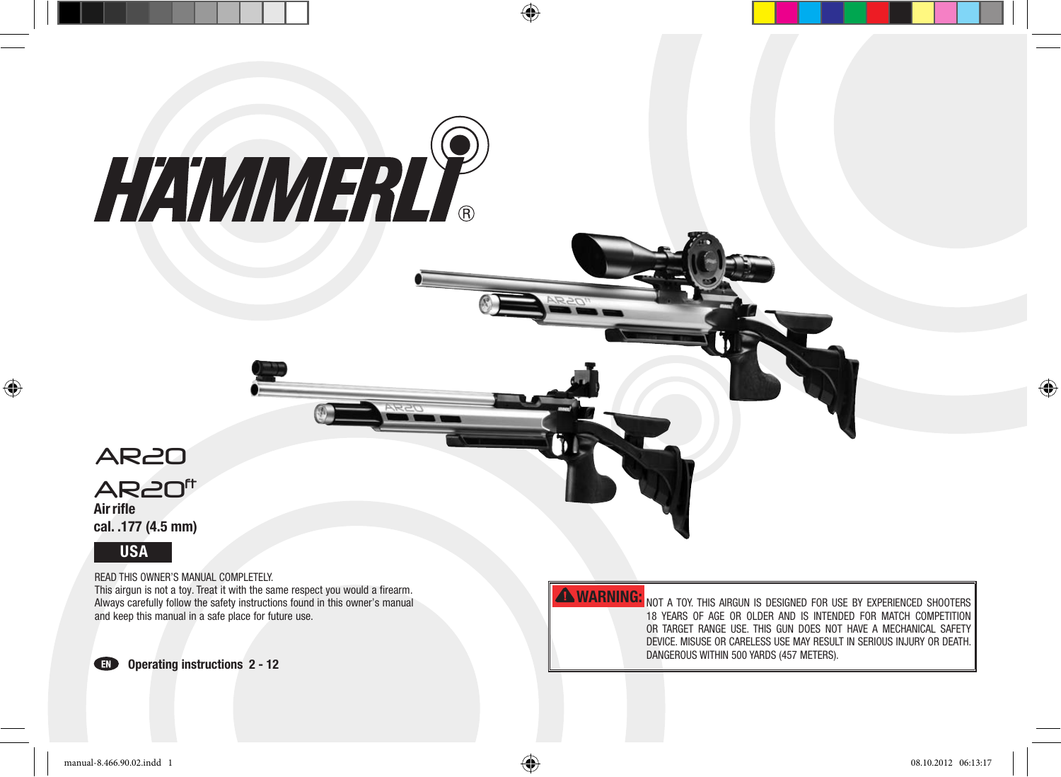# HÄMMERLI®

## AR20

## AR20ft

**Air rifle**

**cal. .177 (4.5 mm)**

**USA**

READ THIS OWNER'S MANUAL COMPLETELY.
This airgun is not a toy. Treat it with the same respect you would a firearm. Always carefully follow the safety instructions found in this owner's manual and keep this manual in a safe place for future use.

**EN** **Operating instructions 2 - 12**

**⚠ WARNING:** NOT A TOY. THIS AIRGUN IS DESIGNED FOR USE BY EXPERIENCED SHOOTERS 18 YEARS OF AGE OR OLDER AND IS INTENDED FOR MATCH COMPETITION OR TARGET RANGE USE. THIS GUN DOES NOT HAVE A MECHANICAL SAFETY DEVICE. MISUSE OR CARELESS USE MAY RESULT IN SERIOUS INJURY OR DEATH. DANGEROUS WITHIN 500 YARDS (457 METERS).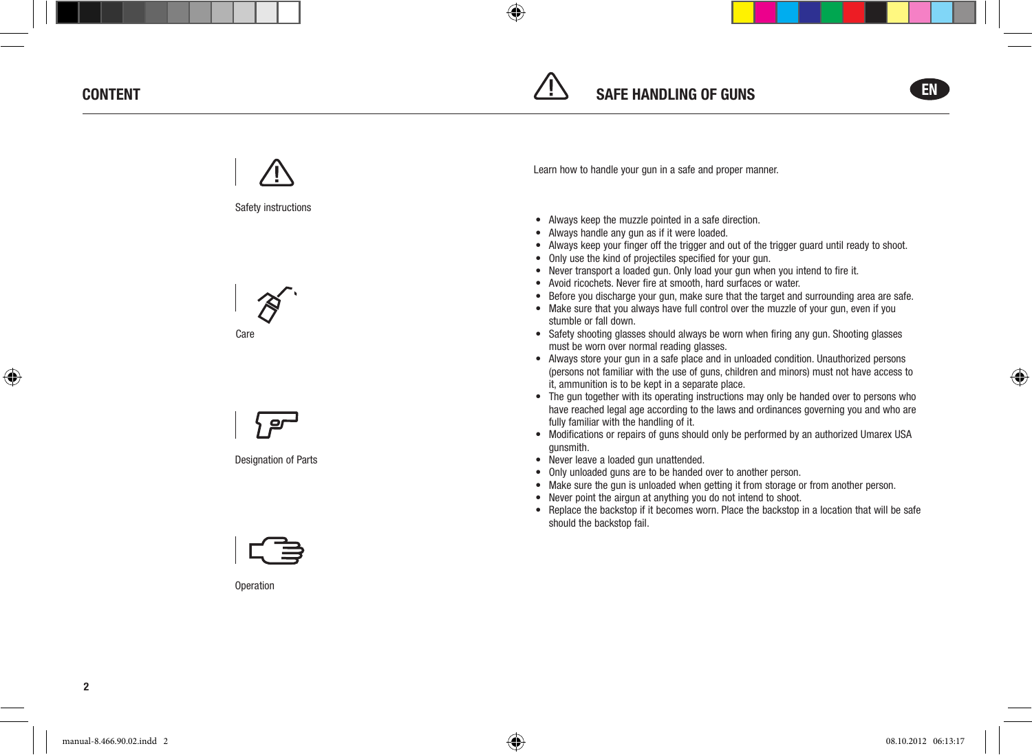## CONTENT

Safety instructions

Care

Designation of Parts

Operation

## SAFE HANDLING OF GUNS

EN

Learn how to handle your gun in a safe and proper manner.

- Always keep the muzzle pointed in a safe direction.
- Always handle any gun as if it were loaded.
- Always keep your finger off the trigger and out of the trigger guard until ready to shoot.
- Only use the kind of projectiles specified for your gun.
- Never transport a loaded gun. Only load your gun when you intend to fire it.
- Avoid ricochets. Never fire at smooth, hard surfaces or water.
- Before you discharge your gun, make sure that the target and surrounding area are safe.
- Make sure that you always have full control over the muzzle of your gun, even if you stumble or fall down.
- Safety shooting glasses should always be worn when firing any gun. Shooting glasses must be worn over normal reading glasses.
- Always store your gun in a safe place and in unloaded condition. Unauthorized persons (persons not familiar with the use of guns, children and minors) must not have access to it, ammunition is to be kept in a separate place.
- The gun together with its operating instructions may only be handed over to persons who have reached legal age according to the laws and ordinances governing you and who are fully familiar with the handling of it.
- Modifications or repairs of guns should only be performed by an authorized Umarex USA gunsmith.
- Never leave a loaded gun unattended.
- Only unloaded guns are to be handed over to another person.
- Make sure the gun is unloaded when getting it from storage or from another person.
- Never point the airgun at anything you do not intend to shoot.
- Replace the backstop if it becomes worn. Place the backstop in a location that will be safe should the backstop fail.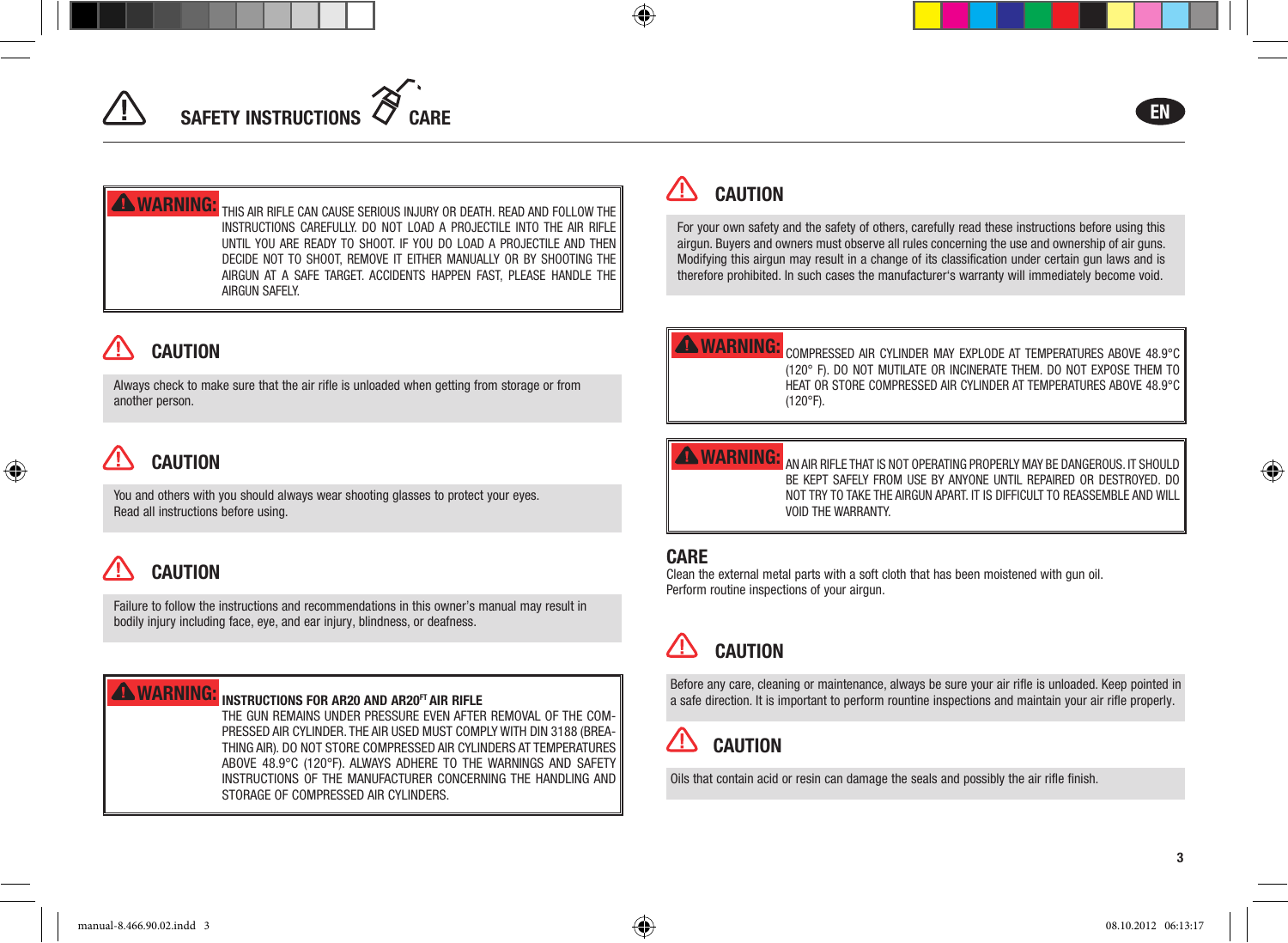# SAFETY INSTRUCTIONS CARE

EN

**WARNING:** THIS AIR RIFLE CAN CAUSE SERIOUS INJURY OR DEATH. READ AND FOLLOW THE INSTRUCTIONS CAREFULLY. DO NOT LOAD A PROJECTILE INTO THE AIR RIFLE UNTIL YOU ARE READY TO SHOOT. IF YOU DO LOAD A PROJECTILE AND THEN DECIDE NOT TO SHOOT, REMOVE IT EITHER MANUALLY OR BY SHOOTING THE AIRGUN AT A SAFE TARGET. ACCIDENTS HAPPEN FAST, PLEASE HANDLE THE AIRGUN SAFELY.

## CAUTION

Always check to make sure that the air rifle is unloaded when getting from storage or from another person.

## CAUTION

You and others with you should always wear shooting glasses to protect your eyes.
Read all instructions before using.

## CAUTION

Failure to follow the instructions and recommendations in this owner's manual may result in bodily injury including face, eye, and ear injury, blindness, or deafness.

**WARNING:** **INSTRUCTIONS FOR AR20 AND AR20FT AIR RIFLE**
THE GUN REMAINS UNDER PRESSURE EVEN AFTER REMOVAL OF THE COMPRESSED AIR CYLINDER. THE AIR USED MUST COMPLY WITH DIN 3188 (BREATHING AIR). DO NOT STORE COMPRESSED AIR CYLINDERS AT TEMPERATURES ABOVE 48.9°C (120°F). ALWAYS ADHERE TO THE WARNINGS AND SAFETY INSTRUCTIONS OF THE MANUFACTURER CONCERNING THE HANDLING AND STORAGE OF COMPRESSED AIR CYLINDERS.

## CAUTION

For your own safety and the safety of others, carefully read these instructions before using this airgun. Buyers and owners must observe all rules concerning the use and ownership of air guns. Modifying this airgun may result in a change of its classification under certain gun laws and is therefore prohibited. In such cases the manufacturer's warranty will immediately become void.

**WARNING:** COMPRESSED AIR CYLINDER MAY EXPLODE AT TEMPERATURES ABOVE 48.9°C (120° F). DO NOT MUTILATE OR INCINERATE THEM. DO NOT EXPOSE THEM TO HEAT OR STORE COMPRESSED AIR CYLINDER AT TEMPERATURES ABOVE 48.9°C (120°F).

**WARNING:** AN AIR RIFLE THAT IS NOT OPERATING PROPERLY MAY BE DANGEROUS. IT SHOULD BE KEPT SAFELY FROM USE BY ANYONE UNTIL REPAIRED OR DESTROYED. DO NOT TRY TO TAKE THE AIRGUN APART. IT IS DIFFICULT TO REASSEMBLE AND WILL VOID THE WARRANTY.

## CARE

Clean the external metal parts with a soft cloth that has been moistened with gun oil.
Perform routine inspections of your airgun.

## CAUTION

Before any care, cleaning or maintenance, always be sure your air rifle is unloaded. Keep pointed in a safe direction. It is important to perform rountine inspections and maintain your air rifle properly.

## CAUTION

Oils that contain acid or resin can damage the seals and possibly the air rifle finish.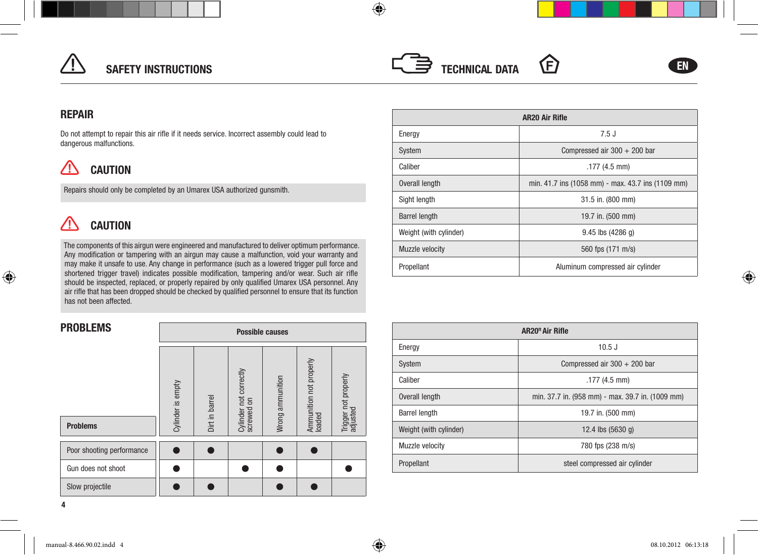# SAFETY INSTRUCTIONS

## REPAIR

Do not attempt to repair this air rifle if it needs service. Incorrect assembly could lead to dangerous malfunctions.

### CAUTION

Repairs should only be completed by an Umarex USA authorized gunsmith.

### CAUTION

The components of this airgun were engineered and manufactured to deliver optimum performance. Any modification or tampering with an airgun may cause a malfunction, void your warranty and may make it unsafe to use. Any change in performance (such as a lowered trigger pull force and shortened trigger travel) indicates possible modification, tampering and/or wear. Such air rifle should be inspected, replaced, or properly repaired by only qualified Umarex USA personnel. Any air rifle that has been dropped should be checked by qualified personnel to ensure that its function has not been affected.

## PROBLEMS

| | Possible causes | | | | | |
|---|---|---|---|---|---|---|
| **Problems** | Cylinder is empty | Dirt in barrel | Cylinder not correctly screwed on | Wrong ammunition | Ammunition not properly loaded | Trigger not properly adjusted |
| Poor shooting performance | ● | ● | | ● | ● | |
| Gun does not shoot | ● | | ● | ● | | ● |
| Slow projectile | ● | ● | | ● | ● | |

# TECHNICAL DATA

| AR20 Air Rifle | |
|---|---|
| Energy | 7.5 J |
| System | Compressed air 300 + 200 bar |
| Caliber | .177 (4.5 mm) |
| Overall length | min. 41.7 ins (1058 mm) - max. 43.7 ins (1109 mm) |
| Sight length | 31.5 in. (800 mm) |
| Barrel length | 19.7 in. (500 mm) |
| Weight (with cylinder) | 9.45 lbs (4286 g) |
| Muzzle velocity | 560 fps (171 m/s) |
| Propellant | Aluminum compressed air cylinder |

| AR20ᵗ Air Rifle | |
|---|---|
| Energy | 10.5 J |
| System | Compressed air 300 + 200 bar |
| Caliber | .177 (4.5 mm) |
| Overall length | min. 37.7 in. (958 mm) - max. 39.7 in. (1009 mm) |
| Barrel length | 19.7 in. (500 mm) |
| Weight (with cylinder) | 12.4 lbs (5630 g) |
| Muzzle velocity | 780 fps (238 m/s) |
| Propellant | steel compressed air cylinder |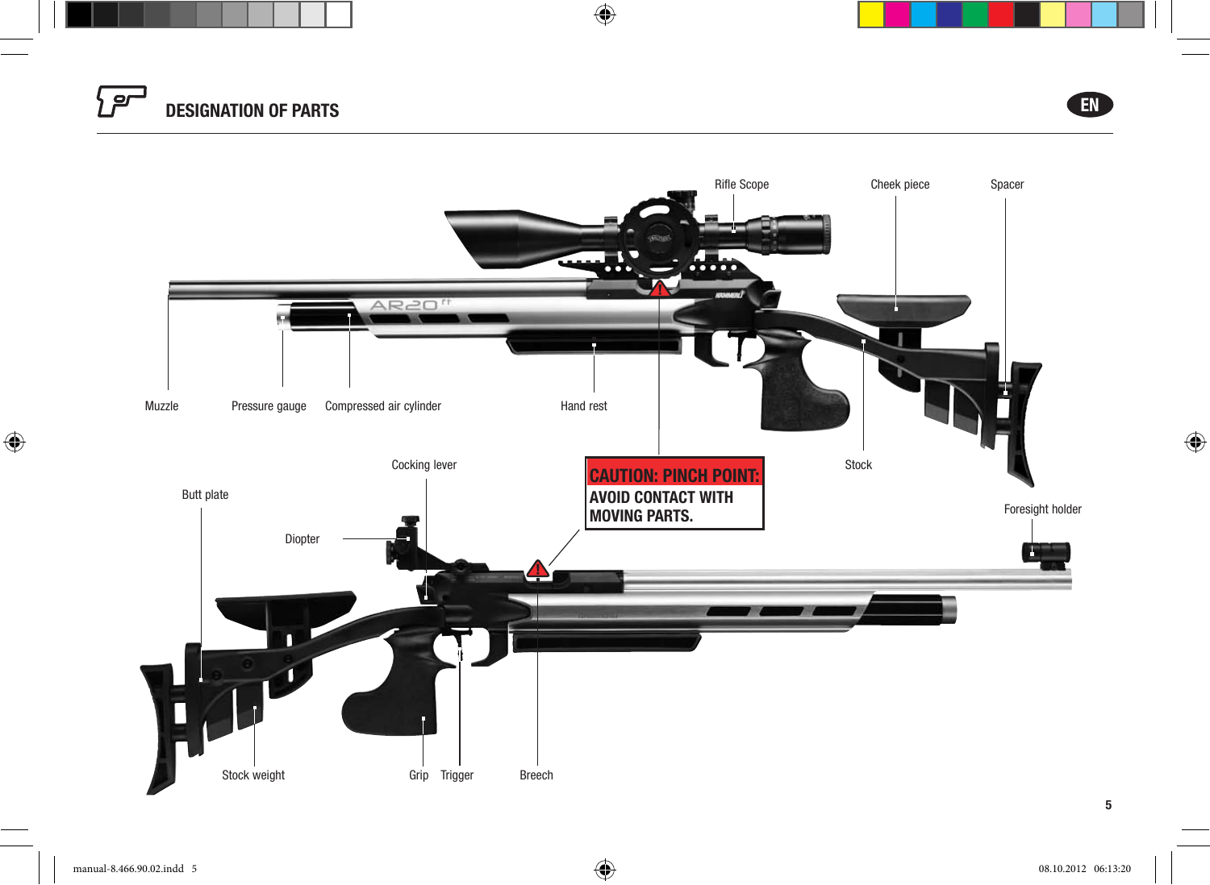# DESIGNATION OF PARTS

Rifle Scope

Cheek piece

Spacer

Muzzle

Pressure gauge

Compressed air cylinder

Hand rest

Stock

Cocking lever

**CAUTION: PINCH POINT:**
**AVOID CONTACT WITH MOVING PARTS.**

Butt plate

Foresight holder

Diopter

Stock weight

Grip

Trigger

Breech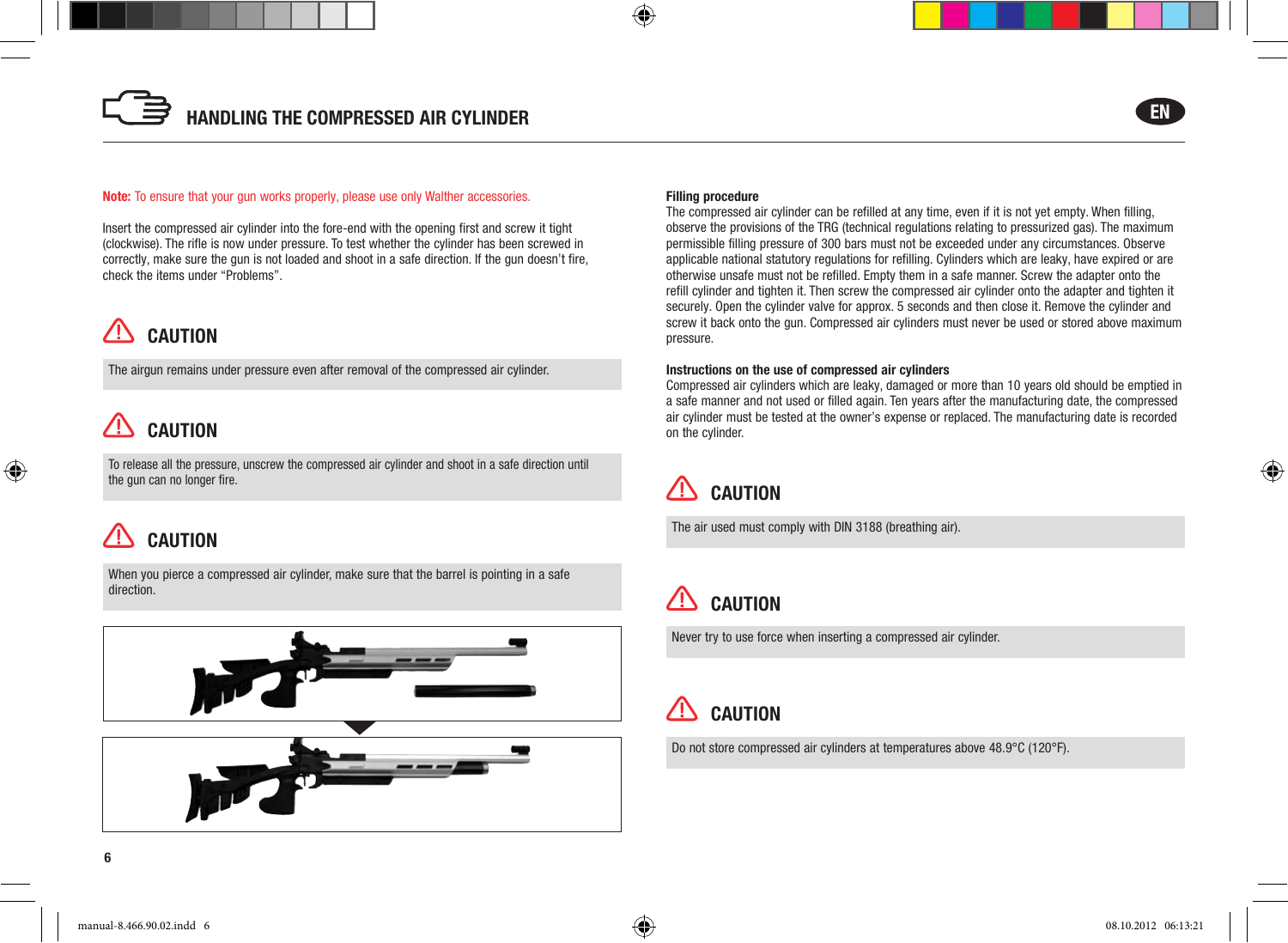# HANDLING THE COMPRESSED AIR CYLINDER

**Note:** To ensure that your gun works properly, please use only Walther accessories.

Insert the compressed air cylinder into the fore-end with the opening first and screw it tight (clockwise). The rifle is now under pressure. To test whether the cylinder has been screwed in correctly, make sure the gun is not loaded and shoot in a safe direction. If the gun doesn't fire, check the items under "Problems".

### CAUTION

The airgun remains under pressure even after removal of the compressed air cylinder.

### CAUTION

To release all the pressure, unscrew the compressed air cylinder and shoot in a safe direction until the gun can no longer fire.

### CAUTION

When you pierce a compressed air cylinder, make sure that the barrel is pointing in a safe direction.

**Filling procedure**

The compressed air cylinder can be refilled at any time, even if it is not yet empty. When filling, observe the provisions of the TRG (technical regulations relating to pressurized gas). The maximum permissible filling pressure of 300 bars must not be exceeded under any circumstances. Observe applicable national statutory regulations for refilling. Cylinders which are leaky, have expired or are otherwise unsafe must not be refilled. Empty them in a safe manner. Screw the adapter onto the refill cylinder and tighten it. Then screw the compressed air cylinder onto the adapter and tighten it securely. Open the cylinder valve for approx. 5 seconds and then close it. Remove the cylinder and screw it back onto the gun. Compressed air cylinders must never be used or stored above maximum pressure.

**Instructions on the use of compressed air cylinders**

Compressed air cylinders which are leaky, damaged or more than 10 years old should be emptied in a safe manner and not used or filled again. Ten years after the manufacturing date, the compressed air cylinder must be tested at the owner's expense or replaced. The manufacturing date is recorded on the cylinder.

### CAUTION

The air used must comply with DIN 3188 (breathing air).

### CAUTION

Never try to use force when inserting a compressed air cylinder.

### CAUTION

Do not store compressed air cylinders at temperatures above 48.9°C (120°F).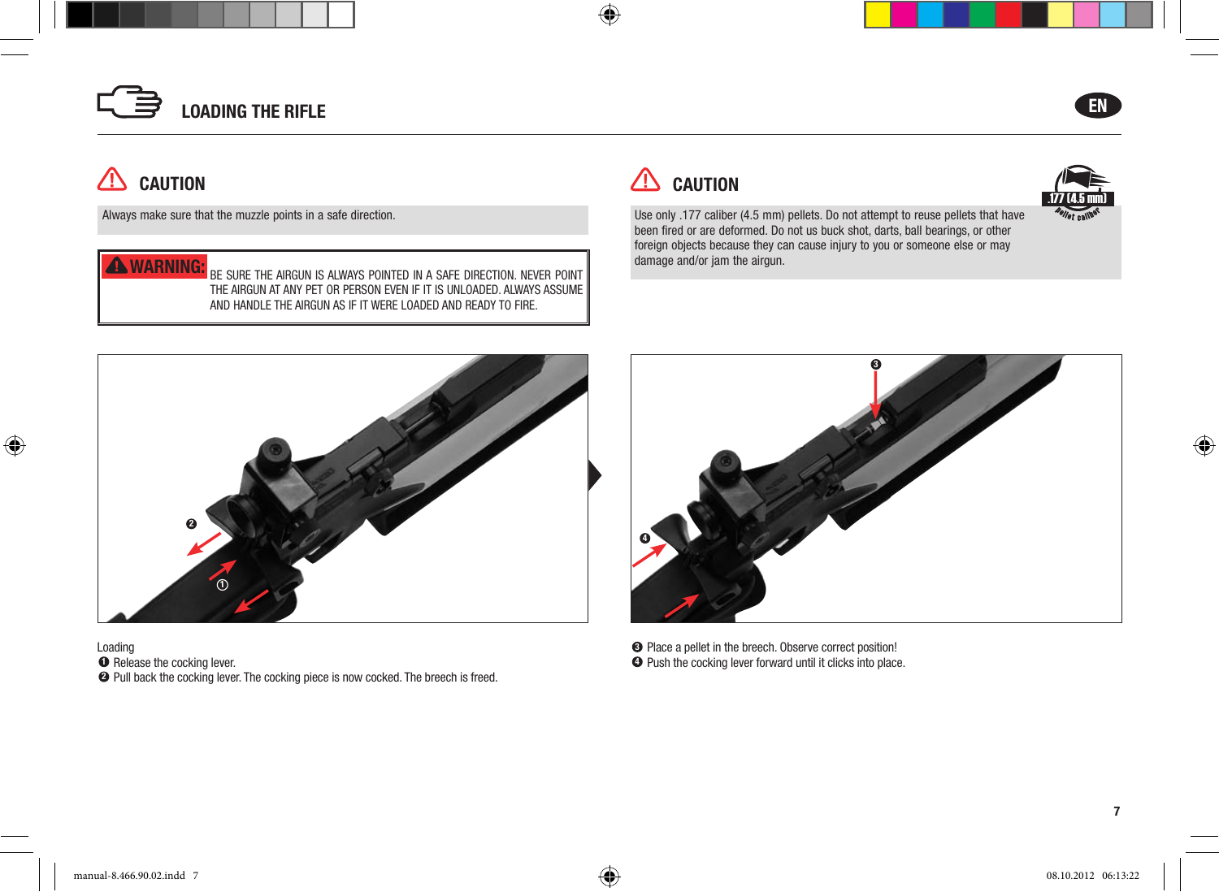# LOADING THE RIFLE

EN

## ⚠ CAUTION

Always make sure that the muzzle points in a safe direction.

**⚠ WARNING:** BE SURE THE AIRGUN IS ALWAYS POINTED IN A SAFE DIRECTION. NEVER POINT THE AIRGUN AT ANY PET OR PERSON EVEN IF IT IS UNLOADED. ALWAYS ASSUME AND HANDLE THE AIRGUN AS IF IT WERE LOADED AND READY TO FIRE.

## ⚠ CAUTION

.177 (4.5 mm) Pellet caliber

Use only .177 caliber (4.5 mm) pellets. Do not attempt to reuse pellets that have been fired or are deformed. Do not us buck shot, darts, ball bearings, or other foreign objects because they can cause injury to you or someone else or may damage and/or jam the airgun.

Loading

❶ Release the cocking lever.

❷ Pull back the cocking lever. The cocking piece is now cocked. The breech is freed.

❸ Place a pellet in the breech. Observe correct position!

❹ Push the cocking lever forward until it clicks into place.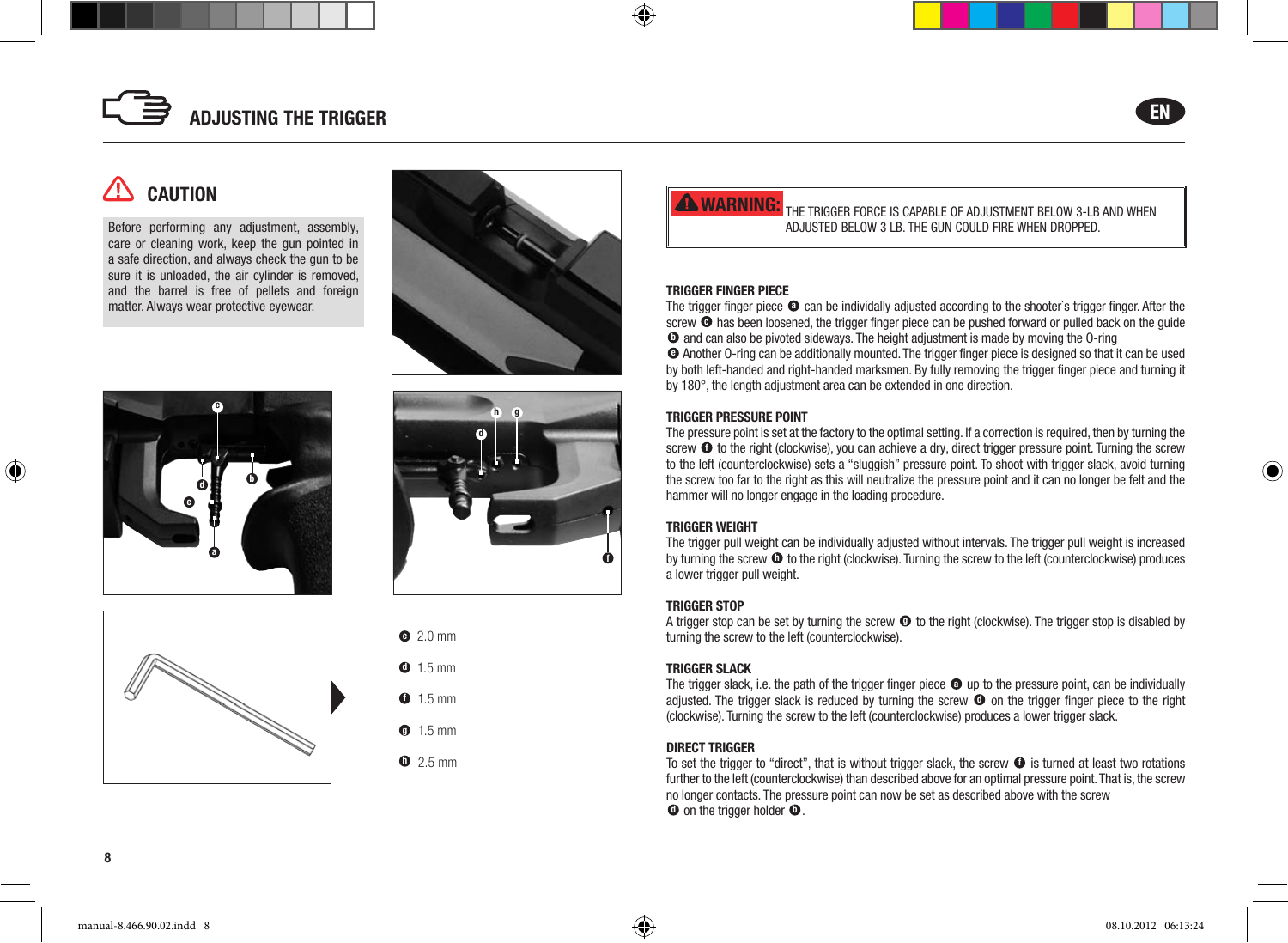# ADJUSTING THE TRIGGER

## CAUTION

Before performing any adjustment, assembly, care or cleaning work, keep the gun pointed in a safe direction, and always check the gun to be sure it is unloaded, the air cylinder is removed, and the barrel is free of pellets and foreign matter. Always wear protective eyewear.

ⓒ 2.0 mm

ⓓ 1.5 mm

ⓕ 1.5 mm

ⓖ 1.5 mm

ⓗ 2.5 mm

**WARNING:** THE TRIGGER FORCE IS CAPABLE OF ADJUSTMENT BELOW 3-LB AND WHEN ADJUSTED BELOW 3 LB. THE GUN COULD FIRE WHEN DROPPED.

### TRIGGER FINGER PIECE

The trigger finger piece ⓐ can be individally adjusted according to the shooter`s trigger finger. After the screw ⓒ has been loosened, the trigger finger piece can be pushed forward or pulled back on the guide ⓑ and can also be pivoted sideways. The height adjustment is made by moving the O-ring ⓔ Another O-ring can be additionally mounted. The trigger finger piece is designed so that it can be used by both left-handed and right-handed marksmen. By fully removing the trigger finger piece and turning it by 180°, the length adjustment area can be extended in one direction.

### TRIGGER PRESSURE POINT

The pressure point is set at the factory to the optimal setting. If a correction is required, then by turning the screw ⓕ to the right (clockwise), you can achieve a dry, direct trigger pressure point. Turning the screw to the left (counterclockwise) sets a “sluggish” pressure point. To shoot with trigger slack, avoid turning the screw too far to the right as this will neutralize the pressure point and it can no longer be felt and the hammer will no longer engage in the loading procedure.

### TRIGGER WEIGHT

The trigger pull weight can be individually adjusted without intervals. The trigger pull weight is increased by turning the screw ⓗ to the right (clockwise). Turning the screw to the left (counterclockwise) produces a lower trigger pull weight.

### TRIGGER STOP

A trigger stop can be set by turning the screw ⓖ to the right (clockwise). The trigger stop is disabled by turning the screw to the left (counterclockwise).

### TRIGGER SLACK

The trigger slack, i.e. the path of the trigger finger piece ⓐ up to the pressure point, can be individually adjusted. The trigger slack is reduced by turning the screw ⓓ on the trigger finger piece to the right (clockwise). Turning the screw to the left (counterclockwise) produces a lower trigger slack.

### DIRECT TRIGGER

To set the trigger to “direct”, that is without trigger slack, the screw ⓕ is turned at least two rotations further to the left (counterclockwise) than described above for an optimal pressure point. That is, the screw no longer contacts. The pressure point can now be set as described above with the screw ⓓ on the trigger holder ⓑ.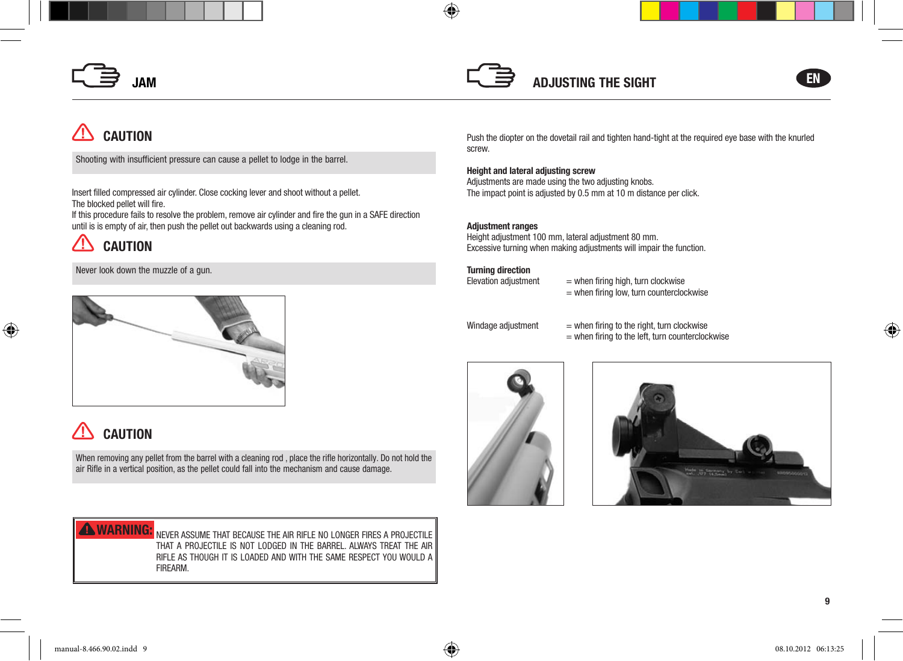## JAM

### CAUTION

Shooting with insufficient pressure can cause a pellet to lodge in the barrel.

Insert filled compressed air cylinder. Close cocking lever and shoot without a pellet.
The blocked pellet will fire.
If this procedure fails to resolve the problem, remove air cylinder and fire the gun in a SAFE direction until is is empty of air, then push the pellet out backwards using a cleaning rod.

### CAUTION

Never look down the muzzle of a gun.

### CAUTION

When removing any pellet from the barrel with a cleaning rod , place the rifle horizontally. Do not hold the air Rifle in a vertical position, as the pellet could fall into the mechanism and cause damage.

**WARNING:** NEVER ASSUME THAT BECAUSE THE AIR RIFLE NO LONGER FIRES A PROJECTILE THAT A PROJECTILE IS NOT LODGED IN THE BARREL. ALWAYS TREAT THE AIR RIFLE AS THOUGH IT IS LOADED AND WITH THE SAME RESPECT YOU WOULD A FIREARM.

## ADJUSTING THE SIGHT

Push the diopter on the dovetail rail and tighten hand-tight at the required eye base with the knurled screw.

**Height and lateral adjusting screw**
Adjustments are made using the two adjusting knobs.
The impact point is adjusted by 0.5 mm at 10 m distance per click.

**Adjustment ranges**
Height adjustment 100 mm, lateral adjustment 80 mm.
Excessive turning when making adjustments will impair the function.

**Turning direction**

| | |
|---|---|
| Elevation adjustment | = when firing high, turn clockwise |
| | = when firing low, turn counterclockwise |
| Windage adjustment | = when firing to the right, turn clockwise |
| | = when firing to the left, turn counterclockwise |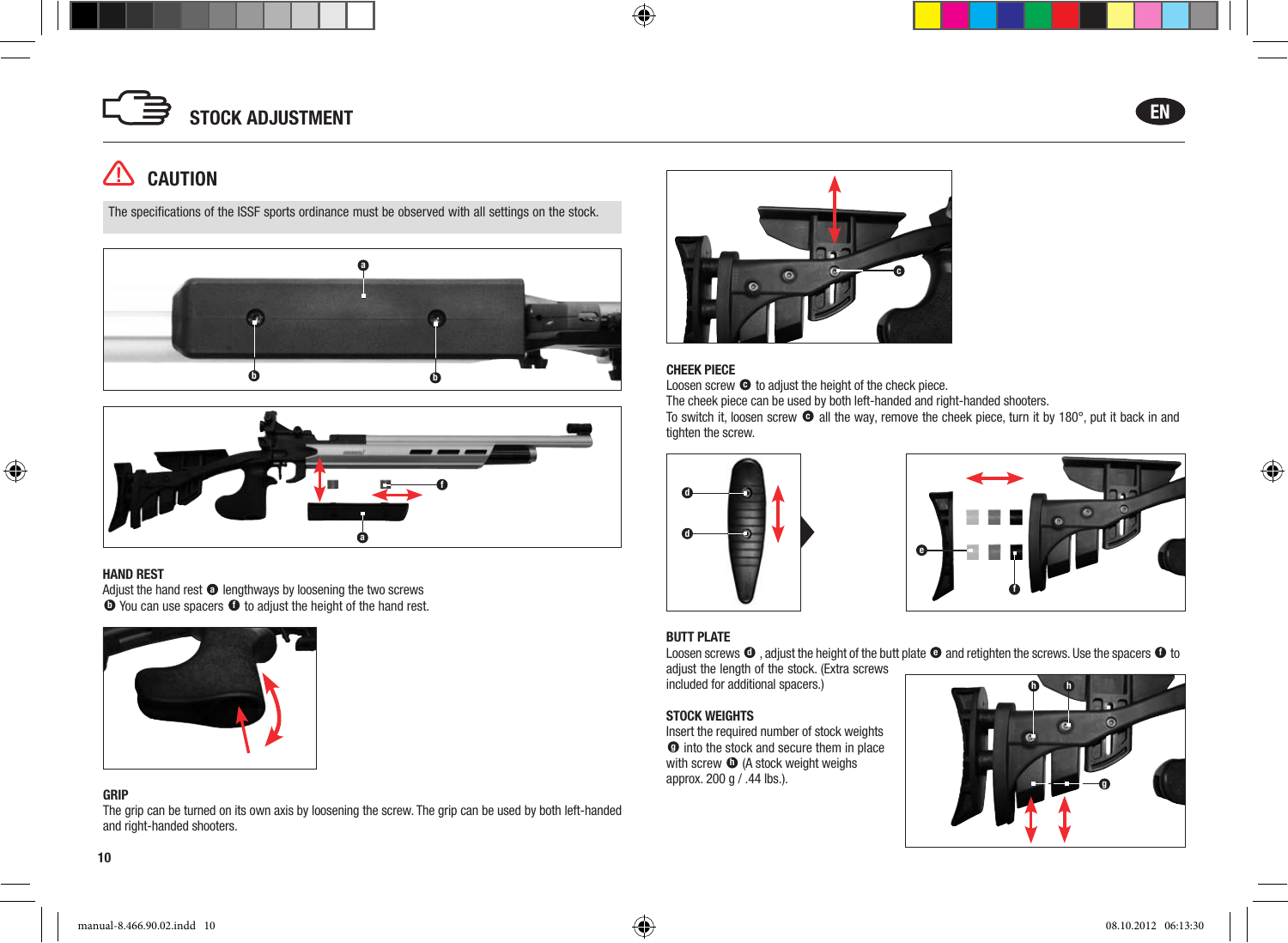# STOCK ADJUSTMENT

## CAUTION

The specifications of the ISSF sports ordinance must be observed with all settings on the stock.

### HAND REST

Adjust the hand rest a lengthways by loosening the two screws b You can use spacers f to adjust the height of the hand rest.

### GRIP

The grip can be turned on its own axis by loosening the screw. The grip can be used by both left-handed and right-handed shooters.

### CHEEK PIECE

Loosen screw c to adjust the height of the check piece.
The cheek piece can be used by both left-handed and right-handed shooters.
To switch it, loosen screw c all the way, remove the cheek piece, turn it by 180°, put it back in and tighten the screw.

### BUTT PLATE

Loosen screws d , adjust the height of the butt plate e and retighten the screws. Use the spacers f to adjust the length of the stock. (Extra screws included for additional spacers.)

### STOCK WEIGHTS

Insert the required number of stock weights g into the stock and secure them in place with screw h (A stock weight weighs approx. 200 g / .44 lbs.).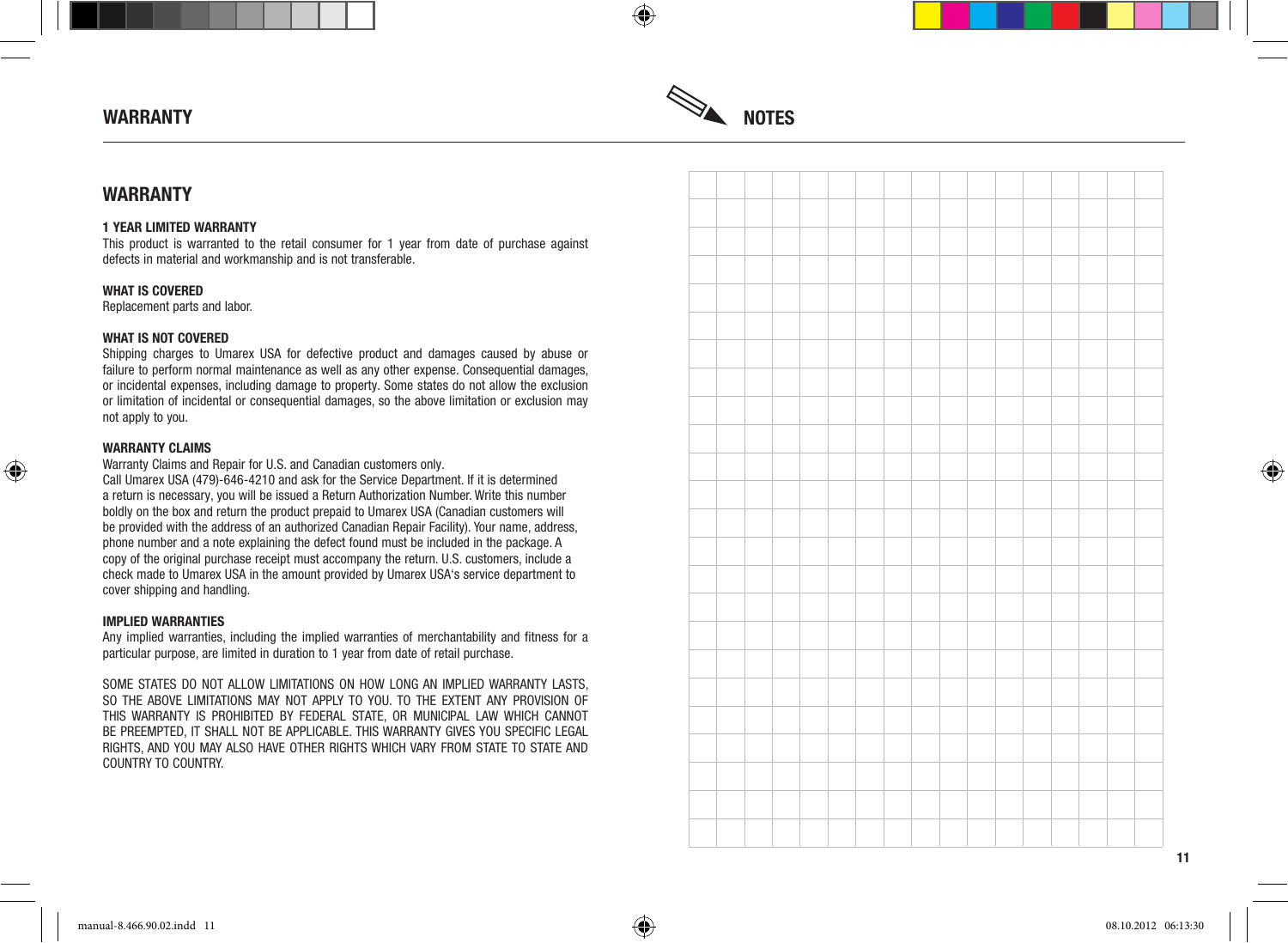## WARRANTY

# WARRANTY

**1 YEAR LIMITED WARRANTY**
This product is warranted to the retail consumer for 1 year from date of purchase against defects in material and workmanship and is not transferable.

**WHAT IS COVERED**
Replacement parts and labor.

**WHAT IS NOT COVERED**
Shipping charges to Umarex USA for defective product and damages caused by abuse or failure to perform normal maintenance as well as any other expense. Consequential damages, or incidental expenses, including damage to property. Some states do not allow the exclusion or limitation of incidental or consequential damages, so the above limitation or exclusion may not apply to you.

**WARRANTY CLAIMS**
Warranty Claims and Repair for U.S. and Canadian customers only.
Call Umarex USA (479)-646-4210 and ask for the Service Department. If it is determined a return is necessary, you will be issued a Return Authorization Number. Write this number boldly on the box and return the product prepaid to Umarex USA (Canadian customers will be provided with the address of an authorized Canadian Repair Facility). Your name, address, phone number and a note explaining the defect found must be included in the package. A copy of the original purchase receipt must accompany the return. U.S. customers, include a check made to Umarex USA in the amount provided by Umarex USA's service department to cover shipping and handling.

**IMPLIED WARRANTIES**
Any implied warranties, including the implied warranties of merchantability and fitness for a particular purpose, are limited in duration to 1 year from date of retail purchase.

SOME STATES DO NOT ALLOW LIMITATIONS ON HOW LONG AN IMPLIED WARRANTY LASTS, SO THE ABOVE LIMITATIONS MAY NOT APPLY TO YOU. TO THE EXTENT ANY PROVISION OF THIS WARRANTY IS PROHIBITED BY FEDERAL STATE, OR MUNICIPAL LAW WHICH CANNOT BE PREEMPTED, IT SHALL NOT BE APPLICABLE. THIS WARRANTY GIVES YOU SPECIFIC LEGAL RIGHTS, AND YOU MAY ALSO HAVE OTHER RIGHTS WHICH VARY FROM STATE TO STATE AND COUNTRY TO COUNTRY.

## NOTES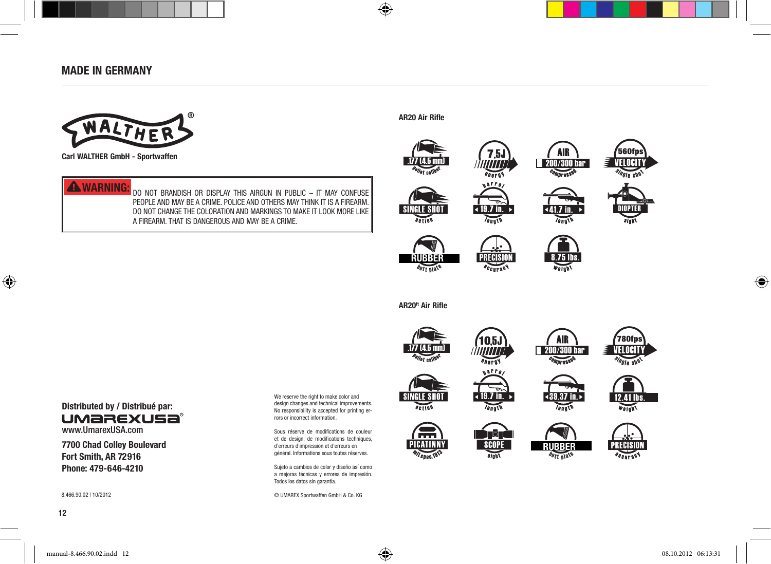## MADE IN GERMANY

WALTHER®

**Carl WALTHER GmbH - Sportwaffen**

**⚠ WARNING:** DO NOT BRANDISH OR DISPLAY THIS AIRGUN IN PUBLIC – IT MAY CONFUSE PEOPLE AND MAY BE A CRIME. POLICE AND OTHERS MAY THINK IT IS A FIREARM. DO NOT CHANGE THE COLORATION AND MARKINGS TO MAKE IT LOOK MORE LIKE A FIREARM. THAT IS DANGEROUS AND MAY BE A CRIME.

### AR20 Air Rifle

.177 (4.5 mm) pellet caliber

7,5J energy

AIR 200/300 bar compressed

560fps VELOCITY single shot

SINGLE SHOT action

barrel 19.7 in. length

41.7 in. length

DIOPTER sight

RUBBER butt plate

PRECISION accuracy

8.75 lbs. weight

### AR20[ft] Air Rifle

.177 (4.5 mm) pellet caliber

10,5J energy

AIR 200/300 bar compressed

780fps VELOCITY single shot

SINGLE SHOT action

barrel 19.7 in. length

39.37 in. length

12.41 lbs. weight

PICATINNY mil.spec.1913

SCOPE sight

RUBBER butt plate

PRECISION accuracy

**Distributed by / Distribué par:**

UMAREXUSA®

www.UmarexUSA.com

**7700 Chad Colley Boulevard**
**Fort Smith, AR 72916**
**Phone: 479-646-4210**

We reserve the right to make color and design changes and technical improvements. No responsibility is accepted for printing errors or incorrect information.

Sous réserve de modifications de couleur et de design, de modifications techniques, d'erreurs d'impression et d'erreurs en général. Informations sous toutes réserves.

Sujeto a cambios de color y diseño así como a mejoras técnicas y errores de impresión. Todos los datos sin garantía.

8.466.90.02 | 10/2012

© UMAREX Sportwaffen GmbH & Co. KG